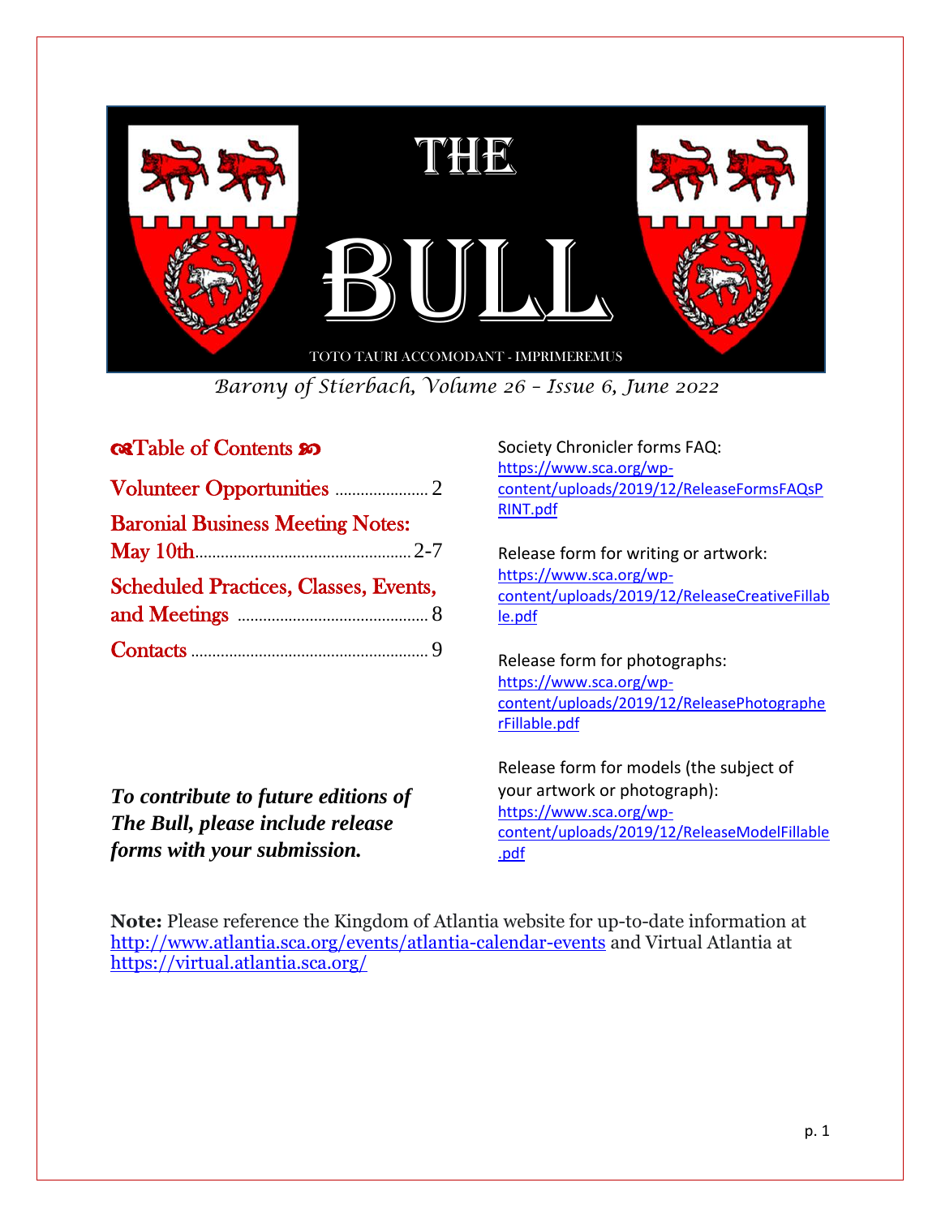# THE BULL

TOTO TAURI ACCOMODANT - IMPRIMEREMUS

*Barony of Stierbach, Volume 26 – Issue 6, June 2022*

## Table of Contents

- Volunteer Opportunities ..................... 2
- Baronial Business Meeting Notes: May 10th ..................... 2-7
- Scheduled Practices, Classes, Events, and Meetings ..................... 8
- Contacts ..................... 9

***To contribute to future editions of The Bull, please include release forms with your submission.***

Society Chronicler forms FAQ:
https://www.sca.org/wp-content/uploads/2019/12/ReleaseFormsFAQsPRINT.pdf

Release form for writing or artwork:
https://www.sca.org/wp-content/uploads/2019/12/ReleaseCreativeFillable.pdf

Release form for photographs:
https://www.sca.org/wp-content/uploads/2019/12/ReleasePhotographerFillable.pdf

Release form for models (the subject of your artwork or photograph):
https://www.sca.org/wp-content/uploads/2019/12/ReleaseModelFillable.pdf

**Note:** Please reference the Kingdom of Atlantia website for up-to-date information at http://www.atlantia.sca.org/events/atlantia-calendar-events and Virtual Atlantia at https://virtual.atlantia.sca.org/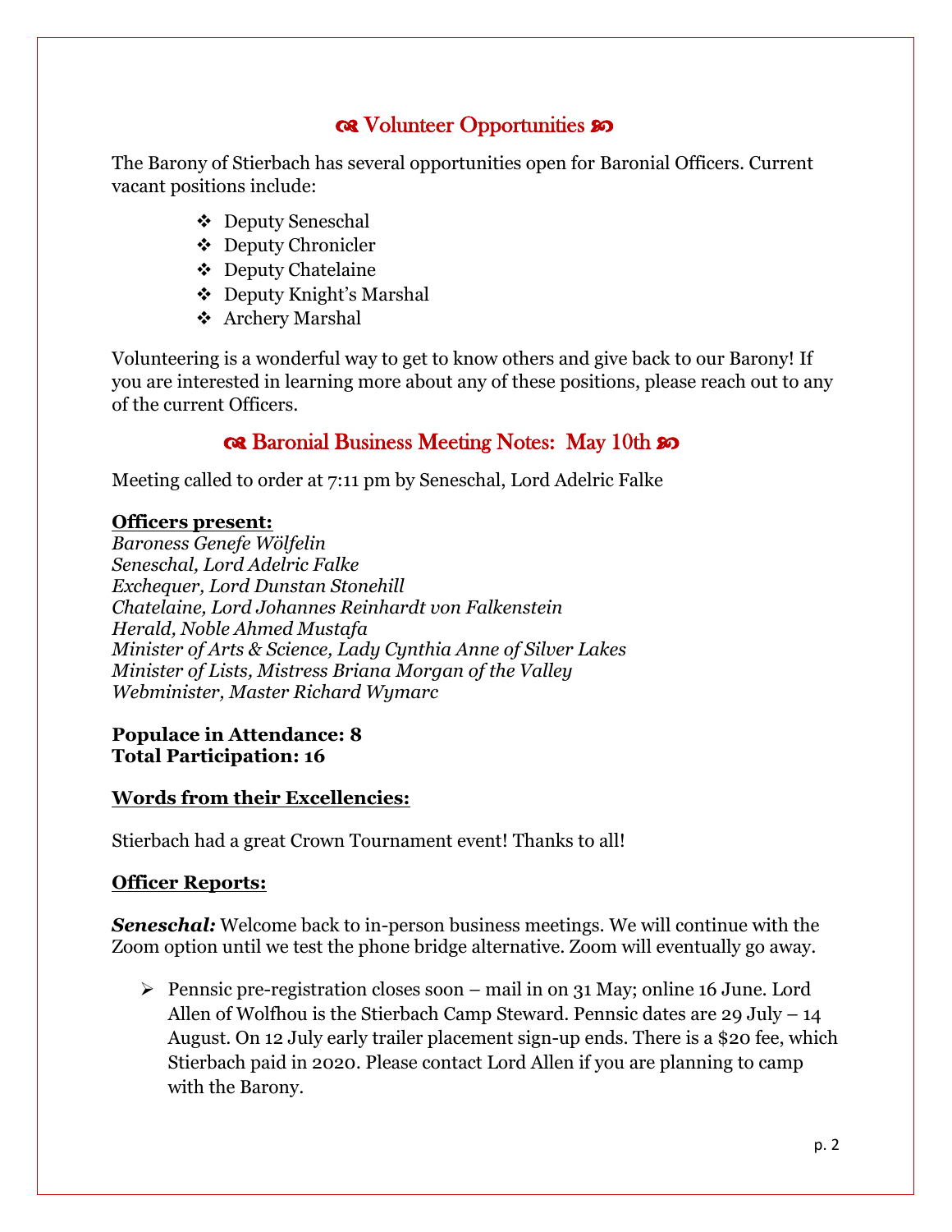## ❧ Volunteer Opportunities ☙

The Barony of Stierbach has several opportunities open for Baronial Officers. Current vacant positions include:

- Deputy Seneschal
- Deputy Chronicler
- Deputy Chatelaine
- Deputy Knight's Marshal
- Archery Marshal

Volunteering is a wonderful way to get to know others and give back to our Barony! If you are interested in learning more about any of these positions, please reach out to any of the current Officers.

## ❧ Baronial Business Meeting Notes: May 10th ☙

Meeting called to order at 7:11 pm by Seneschal, Lord Adelric Falke

**Officers present:**

*Baroness Genefe Wölfelin*
*Seneschal, Lord Adelric Falke*
*Exchequer, Lord Dunstan Stonehill*
*Chatelaine, Lord Johannes Reinhardt von Falkenstein*
*Herald, Noble Ahmed Mustafa*
*Minister of Arts & Science, Lady Cynthia Anne of Silver Lakes*
*Minister of Lists, Mistress Briana Morgan of the Valley*
*Webminister, Master Richard Wymarc*

**Populace in Attendance: 8**
**Total Participation: 16**

**Words from their Excellencies:**

Stierbach had a great Crown Tournament event! Thanks to all!

**Officer Reports:**

***Seneschal:*** Welcome back to in-person business meetings. We will continue with the Zoom option until we test the phone bridge alternative. Zoom will eventually go away.

- Pennsic pre-registration closes soon – mail in on 31 May; online 16 June. Lord Allen of Wolfhou is the Stierbach Camp Steward. Pennsic dates are 29 July – 14 August. On 12 July early trailer placement sign-up ends. There is a $20 fee, which Stierbach paid in 2020. Please contact Lord Allen if you are planning to camp with the Barony.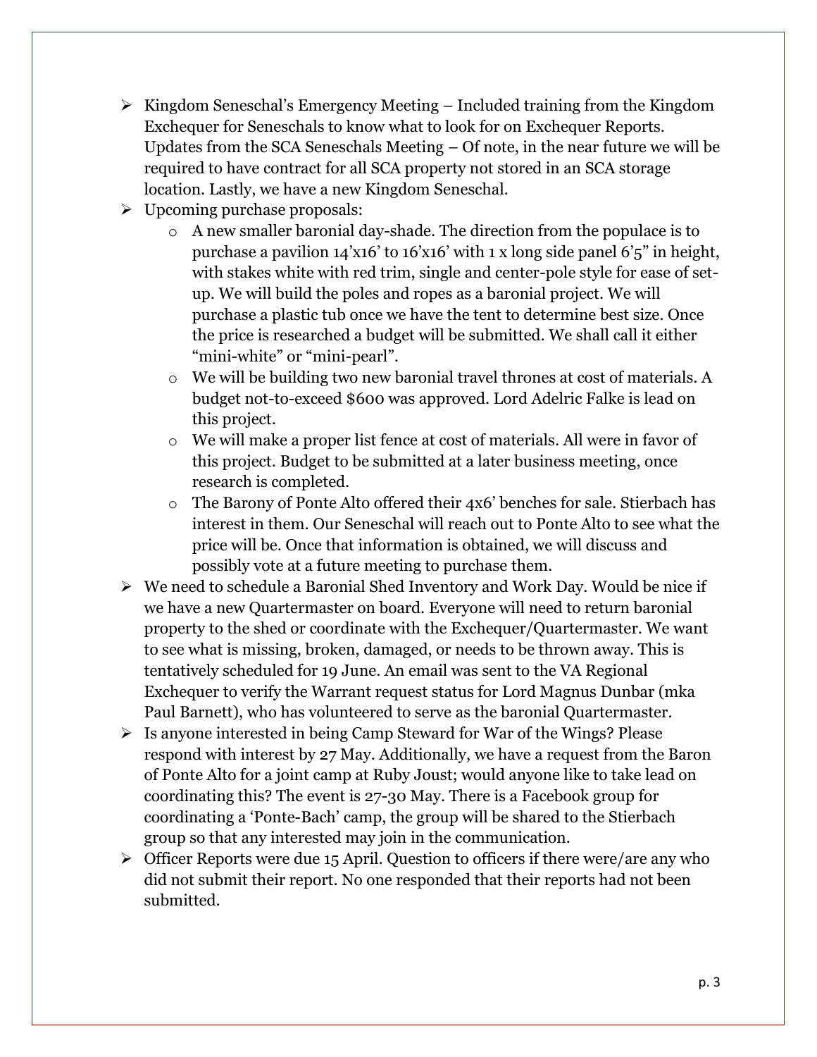- Kingdom Seneschal's Emergency Meeting – Included training from the Kingdom Exchequer for Seneschals to know what to look for on Exchequer Reports. Updates from the SCA Seneschals Meeting – Of note, in the near future we will be required to have contract for all SCA property not stored in an SCA storage location. Lastly, we have a new Kingdom Seneschal.
- Upcoming purchase proposals:
  - A new smaller baronial day-shade. The direction from the populace is to purchase a pavilion 14'x16' to 16'x16' with 1 x long side panel 6'5" in height, with stakes white with red trim, single and center-pole style for ease of set-up. We will build the poles and ropes as a baronial project. We will purchase a plastic tub once we have the tent to determine best size. Once the price is researched a budget will be submitted. We shall call it either "mini-white" or "mini-pearl".
  - We will be building two new baronial travel thrones at cost of materials. A budget not-to-exceed $600 was approved. Lord Adelric Falke is lead on this project.
  - We will make a proper list fence at cost of materials. All were in favor of this project. Budget to be submitted at a later business meeting, once research is completed.
  - The Barony of Ponte Alto offered their 4x6' benches for sale. Stierbach has interest in them. Our Seneschal will reach out to Ponte Alto to see what the price will be. Once that information is obtained, we will discuss and possibly vote at a future meeting to purchase them.
- We need to schedule a Baronial Shed Inventory and Work Day. Would be nice if we have a new Quartermaster on board. Everyone will need to return baronial property to the shed or coordinate with the Exchequer/Quartermaster. We want to see what is missing, broken, damaged, or needs to be thrown away. This is tentatively scheduled for 19 June. An email was sent to the VA Regional Exchequer to verify the Warrant request status for Lord Magnus Dunbar (mka Paul Barnett), who has volunteered to serve as the baronial Quartermaster.
- Is anyone interested in being Camp Steward for War of the Wings? Please respond with interest by 27 May. Additionally, we have a request from the Baron of Ponte Alto for a joint camp at Ruby Joust; would anyone like to take lead on coordinating this? The event is 27-30 May. There is a Facebook group for coordinating a 'Ponte-Bach' camp, the group will be shared to the Stierbach group so that any interested may join in the communication.
- Officer Reports were due 15 April. Question to officers if there were/are any who did not submit their report. No one responded that their reports had not been submitted.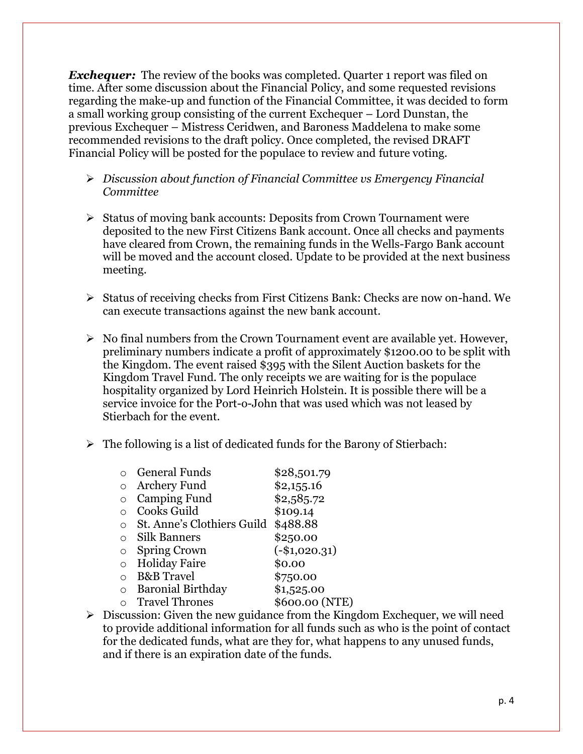***Exchequer:*** The review of the books was completed. Quarter 1 report was filed on time. After some discussion about the Financial Policy, and some requested revisions regarding the make-up and function of the Financial Committee, it was decided to form a small working group consisting of the current Exchequer – Lord Dunstan, the previous Exchequer – Mistress Ceridwen, and Baroness Maddelena to make some recommended revisions to the draft policy. Once completed, the revised DRAFT Financial Policy will be posted for the populace to review and future voting.

- *Discussion about function of Financial Committee vs Emergency Financial Committee*
- Status of moving bank accounts: Deposits from Crown Tournament were deposited to the new First Citizens Bank account. Once all checks and payments have cleared from Crown, the remaining funds in the Wells-Fargo Bank account will be moved and the account closed. Update to be provided at the next business meeting.
- Status of receiving checks from First Citizens Bank: Checks are now on-hand. We can execute transactions against the new bank account.
- No final numbers from the Crown Tournament event are available yet. However, preliminary numbers indicate a profit of approximately $1200.00 to be split with the Kingdom. The event raised $395 with the Silent Auction baskets for the Kingdom Travel Fund. The only receipts we are waiting for is the populace hospitality organized by Lord Heinrich Holstein. It is possible there will be a service invoice for the Port-o-John that was used which was not leased by Stierbach for the event.
- The following is a list of dedicated funds for the Barony of Stierbach:

| Fund | Amount |
|---|---|
| General Funds | $28,501.79 |
| Archery Fund | $2,155.16 |
| Camping Fund | $2,585.72 |
| Cooks Guild | $109.14 |
| St. Anne's Clothiers Guild | $488.88 |
| Silk Banners | $250.00 |
| Spring Crown | (-$1,020.31) |
| Holiday Faire | $0.00 |
| B&B Travel | $750.00 |
| Baronial Birthday | $1,525.00 |
| Travel Thrones | $600.00 (NTE) |

- Discussion: Given the new guidance from the Kingdom Exchequer, we will need to provide additional information for all funds such as who is the point of contact for the dedicated funds, what are they for, what happens to any unused funds, and if there is an expiration date of the funds.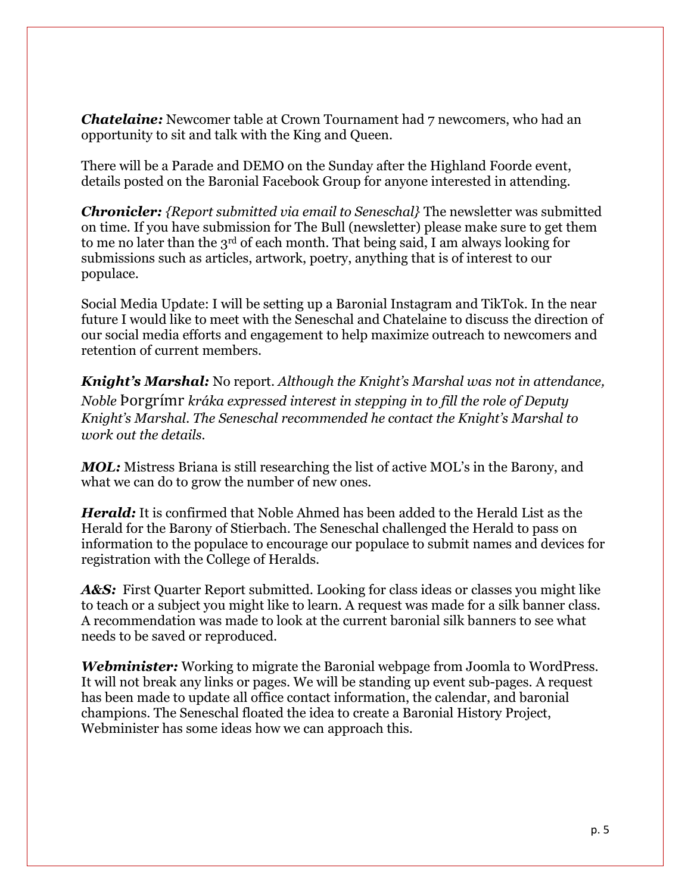***Chatelaine:*** Newcomer table at Crown Tournament had 7 newcomers, who had an opportunity to sit and talk with the King and Queen.

There will be a Parade and DEMO on the Sunday after the Highland Foorde event, details posted on the Baronial Facebook Group for anyone interested in attending.

***Chronicler:*** *{Report submitted via email to Seneschal}* The newsletter was submitted on time. If you have submission for The Bull (newsletter) please make sure to get them to me no later than the 3rd of each month. That being said, I am always looking for submissions such as articles, artwork, poetry, anything that is of interest to our populace.

Social Media Update: I will be setting up a Baronial Instagram and TikTok. In the near future I would like to meet with the Seneschal and Chatelaine to discuss the direction of our social media efforts and engagement to help maximize outreach to newcomers and retention of current members.

***Knight's Marshal:*** No report. *Although the Knight's Marshal was not in attendance, Noble* Þorgrímr *kráka expressed interest in stepping in to fill the role of Deputy Knight's Marshal. The Seneschal recommended he contact the Knight's Marshal to work out the details.*

***MOL:*** Mistress Briana is still researching the list of active MOL's in the Barony, and what we can do to grow the number of new ones.

***Herald:*** It is confirmed that Noble Ahmed has been added to the Herald List as the Herald for the Barony of Stierbach. The Seneschal challenged the Herald to pass on information to the populace to encourage our populace to submit names and devices for registration with the College of Heralds.

***A&S:*** First Quarter Report submitted. Looking for class ideas or classes you might like to teach or a subject you might like to learn. A request was made for a silk banner class. A recommendation was made to look at the current baronial silk banners to see what needs to be saved or reproduced.

***Webminister:*** Working to migrate the Baronial webpage from Joomla to WordPress. It will not break any links or pages. We will be standing up event sub-pages. A request has been made to update all office contact information, the calendar, and baronial champions. The Seneschal floated the idea to create a Baronial History Project, Webminister has some ideas how we can approach this.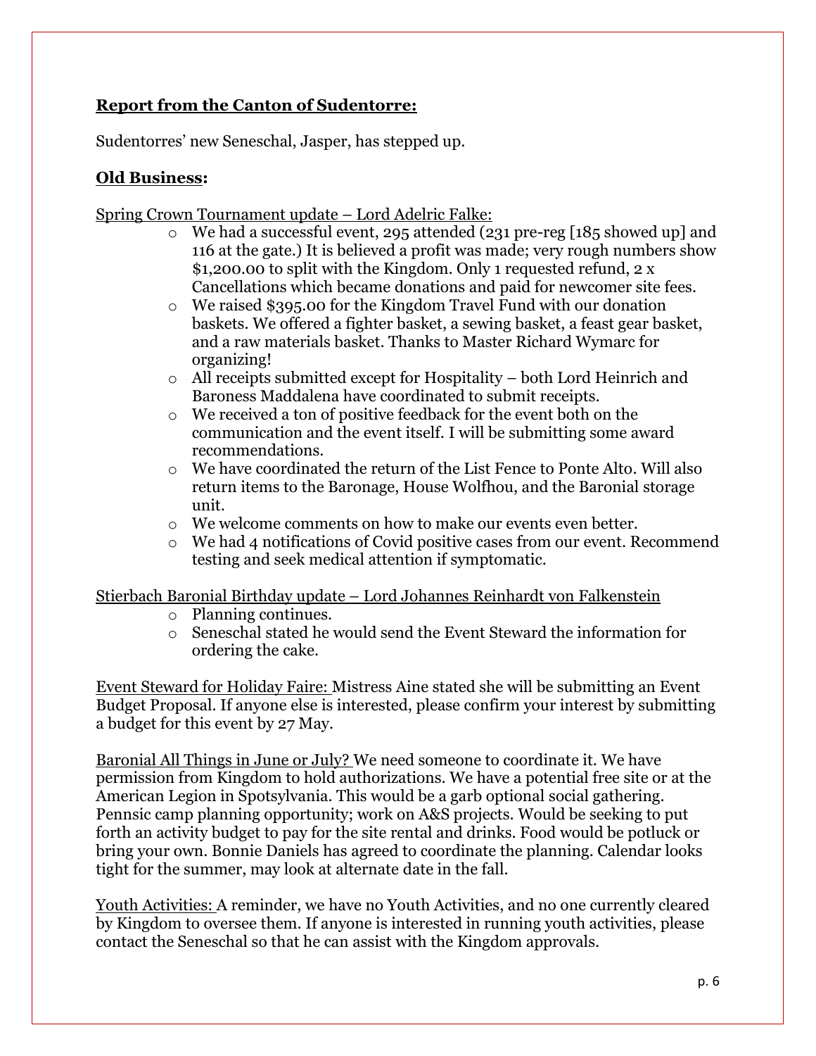**<u>Report from the Canton of Sudentorre:</u>**

Sudentorres' new Seneschal, Jasper, has stepped up.

**<u>Old Business</u>:**

<u>Spring Crown Tournament update – Lord Adelric Falke:</u>

- We had a successful event, 295 attended (231 pre-reg [185 showed up] and 116 at the gate.) It is believed a profit was made; very rough numbers show $1,200.00 to split with the Kingdom. Only 1 requested refund, 2 x Cancellations which became donations and paid for newcomer site fees.
- We raised $395.00 for the Kingdom Travel Fund with our donation baskets. We offered a fighter basket, a sewing basket, a feast gear basket, and a raw materials basket. Thanks to Master Richard Wymarc for organizing!
- All receipts submitted except for Hospitality – both Lord Heinrich and Baroness Maddalena have coordinated to submit receipts.
- We received a ton of positive feedback for the event both on the communication and the event itself. I will be submitting some award recommendations.
- We have coordinated the return of the List Fence to Ponte Alto. Will also return items to the Baronage, House Wolfhou, and the Baronial storage unit.
- We welcome comments on how to make our events even better.
- We had 4 notifications of Covid positive cases from our event. Recommend testing and seek medical attention if symptomatic.

<u>Stierbach Baronial Birthday update – Lord Johannes Reinhardt von Falkenstein</u>

- Planning continues.
- Seneschal stated he would send the Event Steward the information for ordering the cake.

<u>Event Steward for Holiday Faire:</u> Mistress Aine stated she will be submitting an Event Budget Proposal. If anyone else is interested, please confirm your interest by submitting a budget for this event by 27 May.

<u>Baronial All Things in June or July?</u> We need someone to coordinate it. We have permission from Kingdom to hold authorizations. We have a potential free site or at the American Legion in Spotsylvania. This would be a garb optional social gathering. Pennsic camp planning opportunity; work on A&S projects. Would be seeking to put forth an activity budget to pay for the site rental and drinks. Food would be potluck or bring your own. Bonnie Daniels has agreed to coordinate the planning. Calendar looks tight for the summer, may look at alternate date in the fall.

<u>Youth Activities:</u> A reminder, we have no Youth Activities, and no one currently cleared by Kingdom to oversee them. If anyone is interested in running youth activities, please contact the Seneschal so that he can assist with the Kingdom approvals.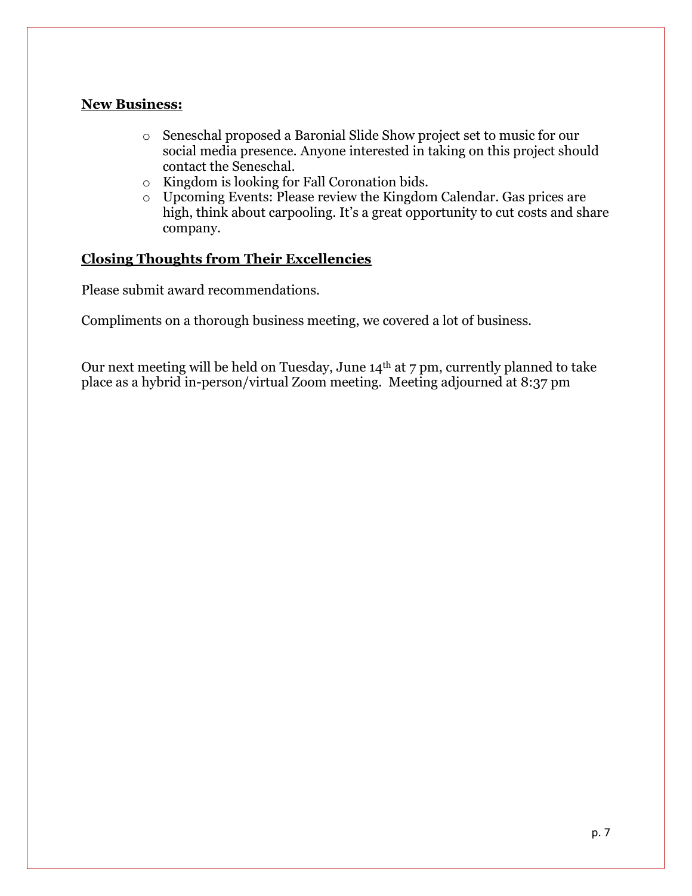**New Business:**

- Seneschal proposed a Baronial Slide Show project set to music for our social media presence. Anyone interested in taking on this project should contact the Seneschal.
- Kingdom is looking for Fall Coronation bids.
- Upcoming Events: Please review the Kingdom Calendar. Gas prices are high, think about carpooling. It's a great opportunity to cut costs and share company.

**Closing Thoughts from Their Excellencies**

Please submit award recommendations.

Compliments on a thorough business meeting, we covered a lot of business.

Our next meeting will be held on Tuesday, June 14th at 7 pm, currently planned to take place as a hybrid in-person/virtual Zoom meeting. Meeting adjourned at 8:37 pm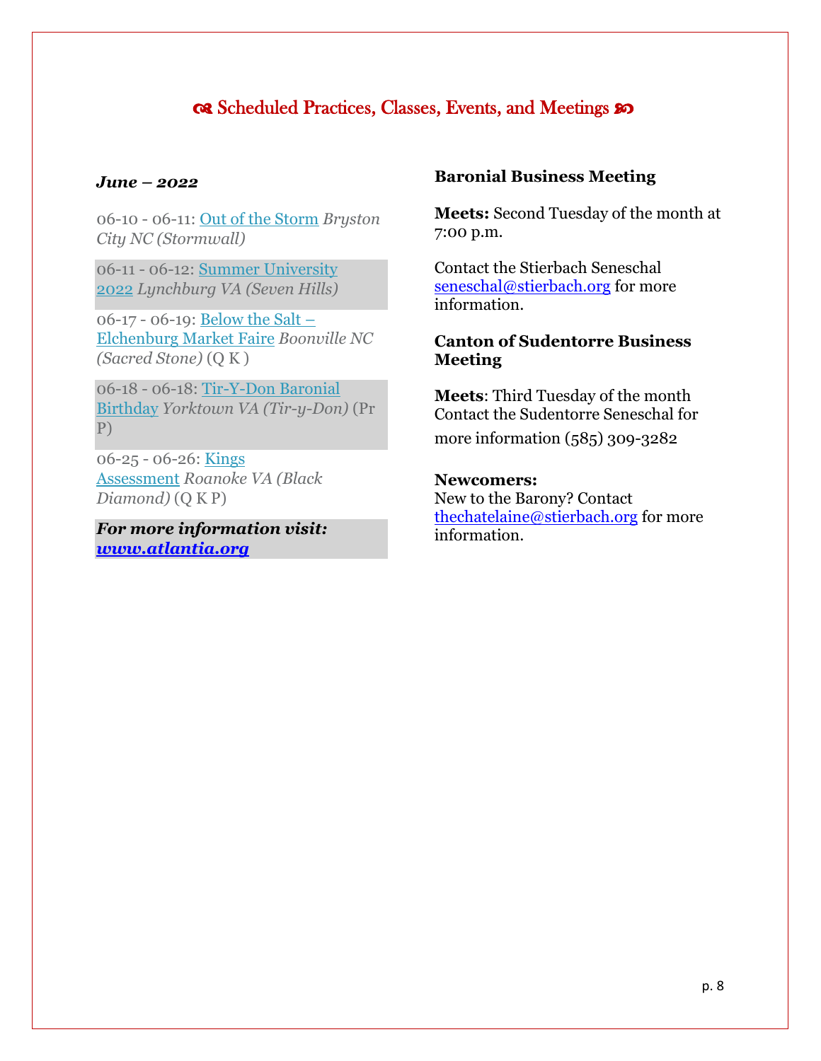## ❧ Scheduled Practices, Classes, Events, and Meetings ☙

***June – 2022***

06-10 - 06-11: Out of the Storm *Bryston City NC (Stormwall)*

06-11 - 06-12: Summer University 2022 *Lynchburg VA (Seven Hills)*

06-17 - 06-19: Below the Salt – Elchenburg Market Faire *Boonville NC (Sacred Stone)* (Q K )

06-18 - 06-18: Tir-Y-Don Baronial Birthday *Yorktown VA (Tir-y-Don)* (Pr P)

06-25 - 06-26: Kings Assessment *Roanoke VA (Black Diamond)* (Q K P)

***For more information visit: www.atlantia.org***

**Baronial Business Meeting**

**Meets:** Second Tuesday of the month at 7:00 p.m.

Contact the Stierbach Seneschal seneschal@stierbach.org for more information.

**Canton of Sudentorre Business Meeting**

**Meets**: Third Tuesday of the month Contact the Sudentorre Seneschal for more information (585) 309-3282

**Newcomers:**
New to the Barony? Contact thechatelaine@stierbach.org for more information.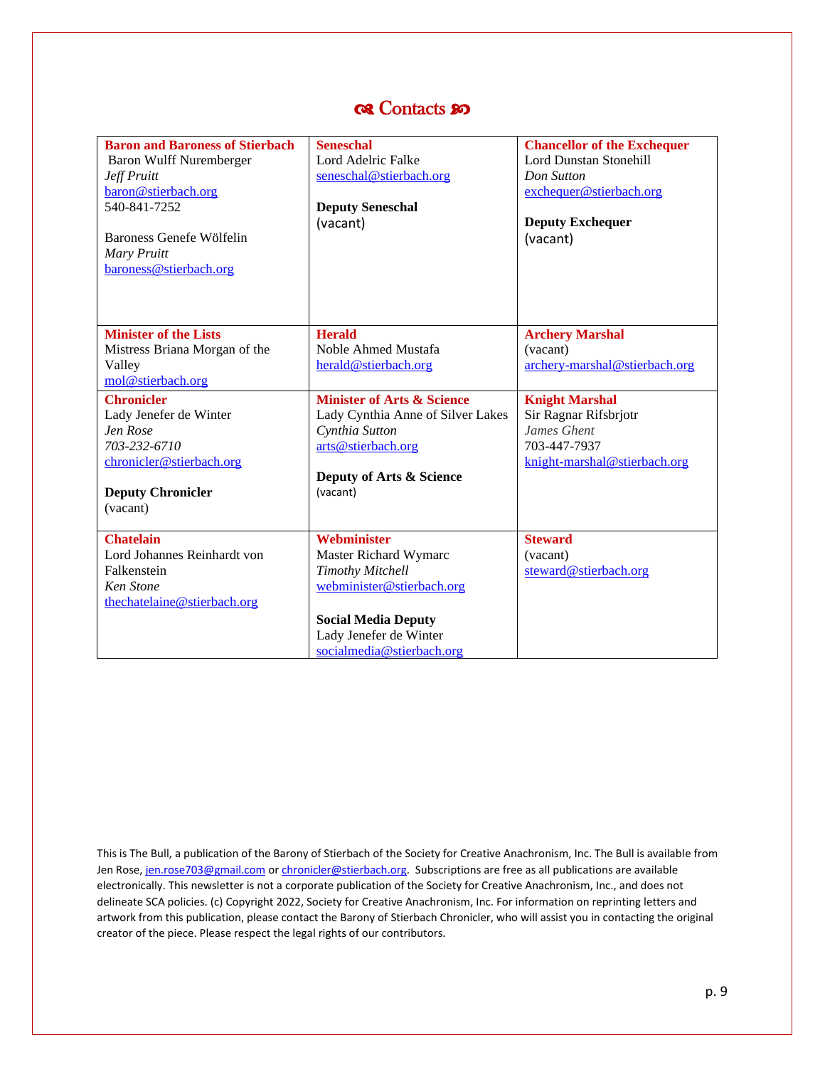# ꧁ Contacts ꧂

| | | |
|---|---|---|
| **Baron and Baroness of Stierbach**<br>Baron Wulff Nuremberger<br>*Jeff Pruitt*<br>baron@stierbach.org<br>540-841-7252<br><br>Baroness Genefe Wölfelin<br>*Mary Pruitt*<br>baroness@stierbach.org | **Seneschal**<br>Lord Adelric Falke<br>seneschal@stierbach.org<br><br>**Deputy Seneschal**<br>(vacant) | **Chancellor of the Exchequer**<br>Lord Dunstan Stonehill<br>*Don Sutton*<br>exchequer@stierbach.org<br><br>**Deputy Exchequer**<br>(vacant) |
| **Minister of the Lists**<br>Mistress Briana Morgan of the Valley<br>mol@stierbach.org | **Herald**<br>Noble Ahmed Mustafa<br>herald@stierbach.org | **Archery Marshal**<br>(vacant)<br>archery-marshal@stierbach.org |
| **Chronicler**<br>Lady Jenefer de Winter<br>*Jen Rose*<br>*703-232-6710*<br>chronicler@stierbach.org<br><br>**Deputy Chronicler**<br>(vacant) | **Minister of Arts & Science**<br>Lady Cynthia Anne of Silver Lakes<br>*Cynthia Sutton*<br>arts@stierbach.org<br><br>**Deputy of Arts & Science**<br>(vacant) | **Knight Marshal**<br>Sir Ragnar Rifsbrjotr<br>*James Ghent*<br>703-447-7937<br>knight-marshal@stierbach.org |
| **Chatelain**<br>Lord Johannes Reinhardt von Falkenstein<br>*Ken Stone*<br>thechatelaine@stierbach.org | **Webminister**<br>Master Richard Wymarc<br>*Timothy Mitchell*<br>webminister@stierbach.org<br><br>**Social Media Deputy**<br>Lady Jenefer de Winter<br>socialmedia@stierbach.org | **Steward**<br>(vacant)<br>steward@stierbach.org |

This is The Bull, a publication of the Barony of Stierbach of the Society for Creative Anachronism, Inc. The Bull is available from Jen Rose, jen.rose703@gmail.com or chronicler@stierbach.org. Subscriptions are free as all publications are available electronically. This newsletter is not a corporate publication of the Society for Creative Anachronism, Inc., and does not delineate SCA policies. (c) Copyright 2022, Society for Creative Anachronism, Inc. For information on reprinting letters and artwork from this publication, please contact the Barony of Stierbach Chronicler, who will assist you in contacting the original creator of the piece. Please respect the legal rights of our contributors.